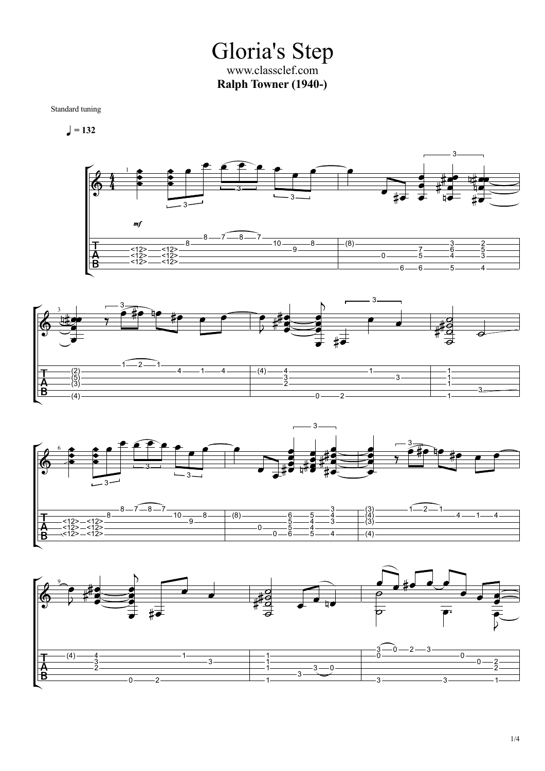# Gloria's Step

www.classclef.com

**Ralph Towner (1940-)**

Standard tuning

♩ = 132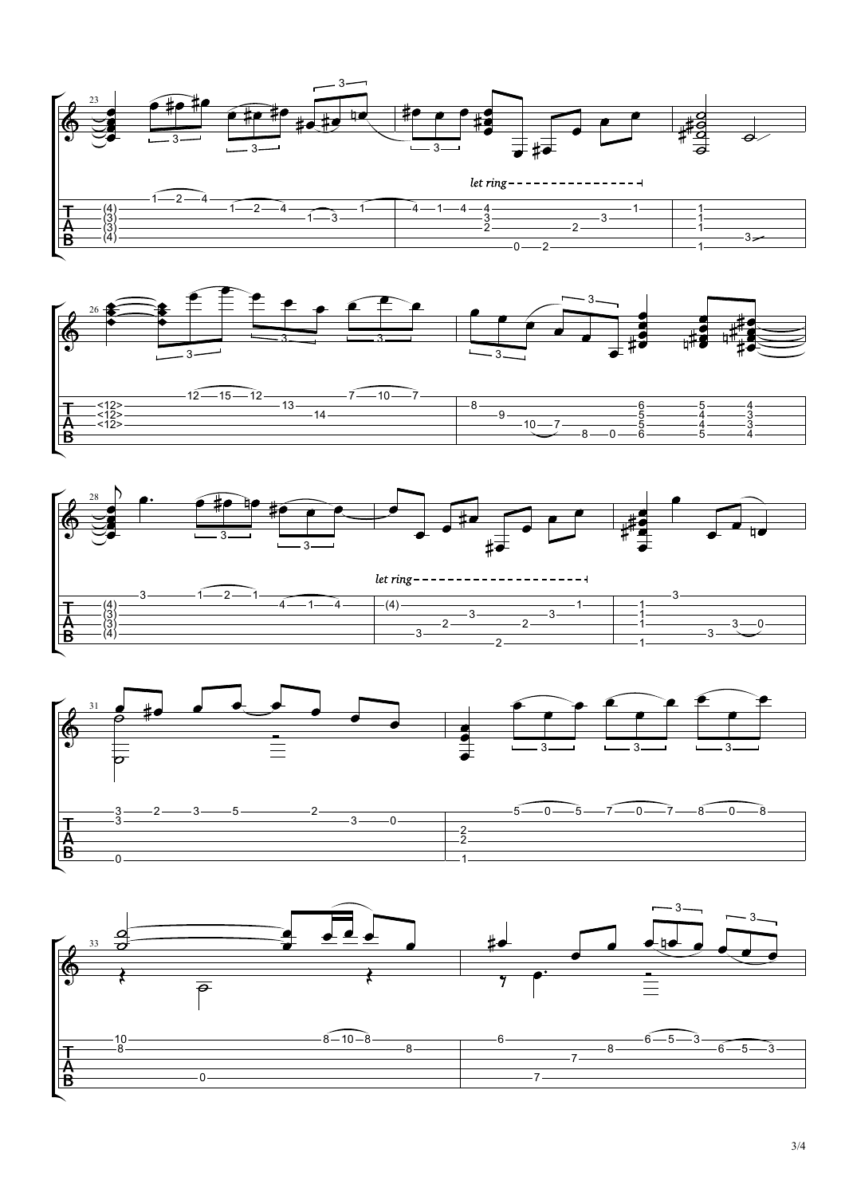let ring

let ring